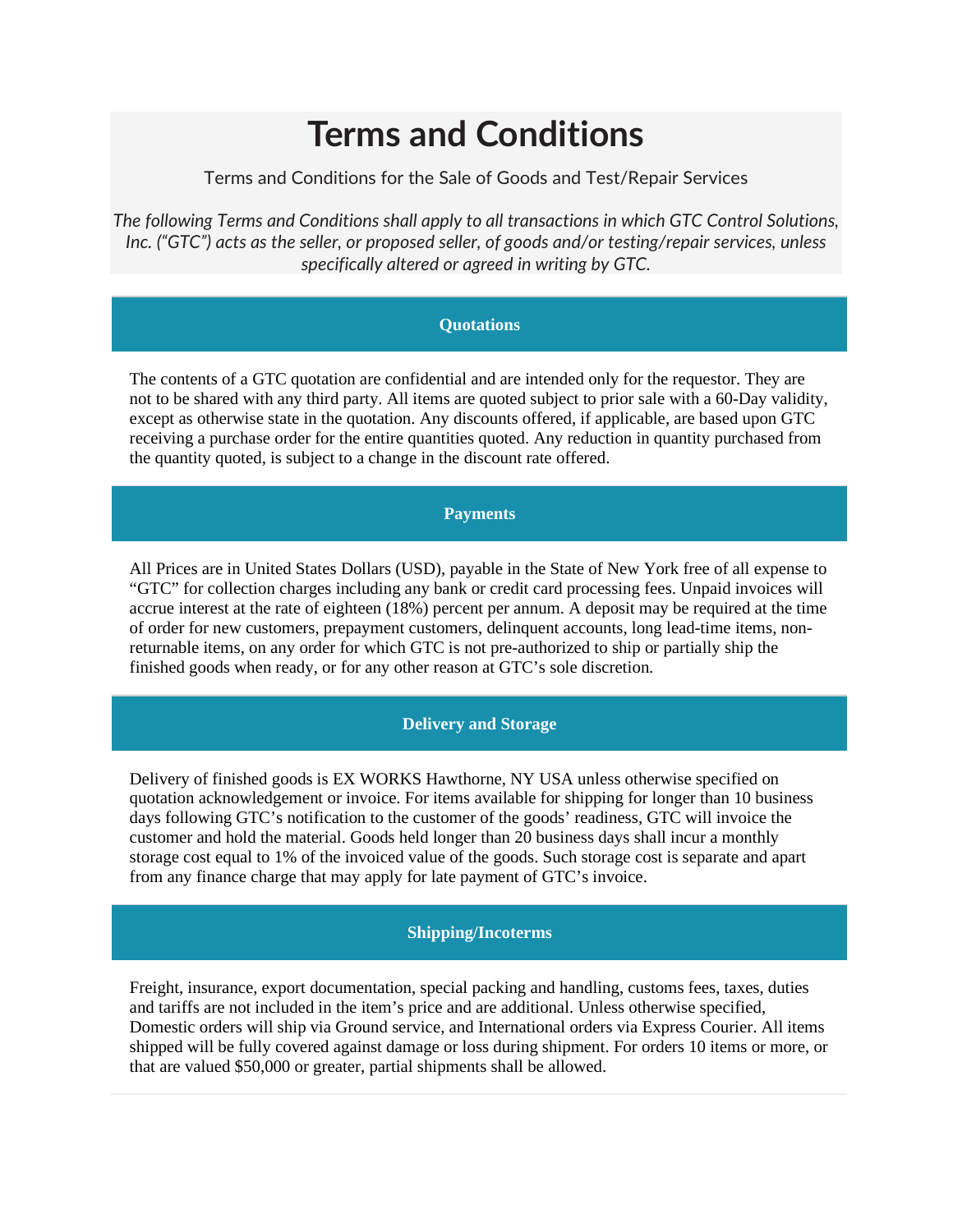# Terms and Conditions

Terms and Conditions for the Sale of Goods and Test/Repair Services

*The following Terms and Conditions shall apply to all transactions in which GTC Control Solutions, Inc. (“GTC”) acts as the seller, or proposed seller, of goods and/or testing/repair services, unless specifically altered or agreed in writing by GTC.*

## Quotations

The contents of a GTC quotation are confidential and are intended only for the requestor. They are not to be shared with any third party. All items are quoted subject to prior sale with a 60-Day validity, except as otherwise state in the quotation. Any discounts offered, if applicable, are based upon GTC receiving a purchase order for the entire quantities quoted. Any reduction in quantity purchased from the quantity quoted, is subject to a change in the discount rate offered.

## Payments

All Prices are in United States Dollars (USD), payable in the State of New York free of all expense to “GTC” for collection charges including any bank or credit card processing fees. Unpaid invoices will accrue interest at the rate of eighteen (18%) percent per annum. A deposit may be required at the time of order for new customers, prepayment customers, delinquent accounts, long lead-time items, non-returnable items, on any order for which GTC is not pre-authorized to ship or partially ship the finished goods when ready, or for any other reason at GTC’s sole discretion.

## Delivery and Storage

Delivery of finished goods is EX WORKS Hawthorne, NY USA unless otherwise specified on quotation acknowledgement or invoice. For items available for shipping for longer than 10 business days following GTC’s notification to the customer of the goods’ readiness, GTC will invoice the customer and hold the material. Goods held longer than 20 business days shall incur a monthly storage cost equal to 1% of the invoiced value of the goods. Such storage cost is separate and apart from any finance charge that may apply for late payment of GTC’s invoice.

## Shipping/Incoterms

Freight, insurance, export documentation, special packing and handling, customs fees, taxes, duties and tariffs are not included in the item’s price and are additional. Unless otherwise specified, Domestic orders will ship via Ground service, and International orders via Express Courier. All items shipped will be fully covered against damage or loss during shipment. For orders 10 items or more, or that are valued $50,000 or greater, partial shipments shall be allowed.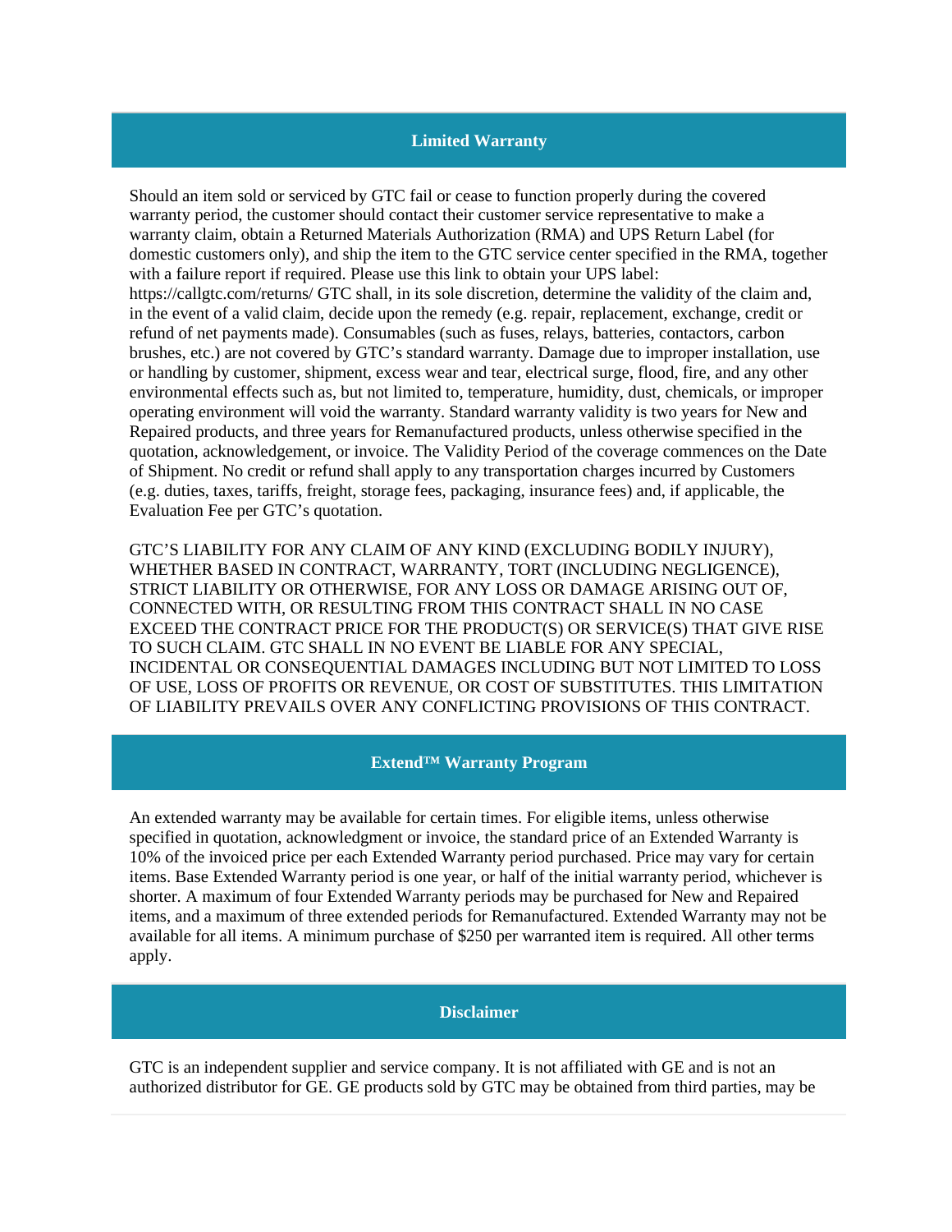## Limited Warranty

Should an item sold or serviced by GTC fail or cease to function properly during the covered warranty period, the customer should contact their customer service representative to make a warranty claim, obtain a Returned Materials Authorization (RMA) and UPS Return Label (for domestic customers only), and ship the item to the GTC service center specified in the RMA, together with a failure report if required. Please use this link to obtain your UPS label: https://callgtc.com/returns/ GTC shall, in its sole discretion, determine the validity of the claim and, in the event of a valid claim, decide upon the remedy (e.g. repair, replacement, exchange, credit or refund of net payments made). Consumables (such as fuses, relays, batteries, contactors, carbon brushes, etc.) are not covered by GTC's standard warranty. Damage due to improper installation, use or handling by customer, shipment, excess wear and tear, electrical surge, flood, fire, and any other environmental effects such as, but not limited to, temperature, humidity, dust, chemicals, or improper operating environment will void the warranty. Standard warranty validity is two years for New and Repaired products, and three years for Remanufactured products, unless otherwise specified in the quotation, acknowledgement, or invoice. The Validity Period of the coverage commences on the Date of Shipment. No credit or refund shall apply to any transportation charges incurred by Customers (e.g. duties, taxes, tariffs, freight, storage fees, packaging, insurance fees) and, if applicable, the Evaluation Fee per GTC's quotation.

GTC'S LIABILITY FOR ANY CLAIM OF ANY KIND (EXCLUDING BODILY INJURY), WHETHER BASED IN CONTRACT, WARRANTY, TORT (INCLUDING NEGLIGENCE), STRICT LIABILITY OR OTHERWISE, FOR ANY LOSS OR DAMAGE ARISING OUT OF, CONNECTED WITH, OR RESULTING FROM THIS CONTRACT SHALL IN NO CASE EXCEED THE CONTRACT PRICE FOR THE PRODUCT(S) OR SERVICE(S) THAT GIVE RISE TO SUCH CLAIM. GTC SHALL IN NO EVENT BE LIABLE FOR ANY SPECIAL, INCIDENTAL OR CONSEQUENTIAL DAMAGES INCLUDING BUT NOT LIMITED TO LOSS OF USE, LOSS OF PROFITS OR REVENUE, OR COST OF SUBSTITUTES. THIS LIMITATION OF LIABILITY PREVAILS OVER ANY CONFLICTING PROVISIONS OF THIS CONTRACT.

## Extend™ Warranty Program

An extended warranty may be available for certain times. For eligible items, unless otherwise specified in quotation, acknowledgment or invoice, the standard price of an Extended Warranty is 10% of the invoiced price per each Extended Warranty period purchased. Price may vary for certain items. Base Extended Warranty period is one year, or half of the initial warranty period, whichever is shorter. A maximum of four Extended Warranty periods may be purchased for New and Repaired items, and a maximum of three extended periods for Remanufactured. Extended Warranty may not be available for all items. A minimum purchase of $250 per warranted item is required. All other terms apply.

## Disclaimer

GTC is an independent supplier and service company. It is not affiliated with GE and is not an authorized distributor for GE. GE products sold by GTC may be obtained from third parties, may be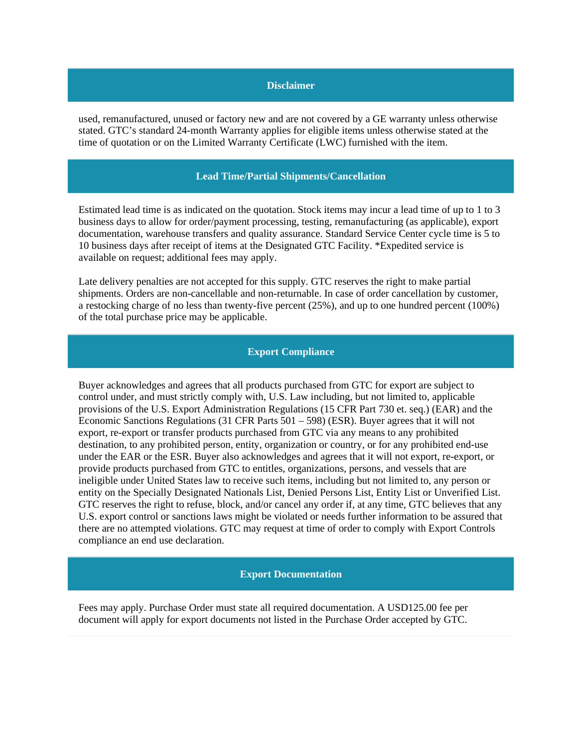## Disclaimer

used, remanufactured, unused or factory new and are not covered by a GE warranty unless otherwise stated. GTC's standard 24-month Warranty applies for eligible items unless otherwise stated at the time of quotation or on the Limited Warranty Certificate (LWC) furnished with the item.

## Lead Time/Partial Shipments/Cancellation

Estimated lead time is as indicated on the quotation. Stock items may incur a lead time of up to 1 to 3 business days to allow for order/payment processing, testing, remanufacturing (as applicable), export documentation, warehouse transfers and quality assurance. Standard Service Center cycle time is 5 to 10 business days after receipt of items at the Designated GTC Facility. *Expedited service is available on request; additional fees may apply.

Late delivery penalties are not accepted for this supply. GTC reserves the right to make partial shipments. Orders are non-cancellable and non-returnable. In case of order cancellation by customer, a restocking charge of no less than twenty-five percent (25%), and up to one hundred percent (100%) of the total purchase price may be applicable.

## Export Compliance

Buyer acknowledges and agrees that all products purchased from GTC for export are subject to control under, and must strictly comply with, U.S. Law including, but not limited to, applicable provisions of the U.S. Export Administration Regulations (15 CFR Part 730 et. seq.) (EAR) and the Economic Sanctions Regulations (31 CFR Parts 501 – 598) (ESR). Buyer agrees that it will not export, re-export or transfer products purchased from GTC via any means to any prohibited destination, to any prohibited person, entity, organization or country, or for any prohibited end-use under the EAR or the ESR. Buyer also acknowledges and agrees that it will not export, re-export, or provide products purchased from GTC to entitles, organizations, persons, and vessels that are ineligible under United States law to receive such items, including but not limited to, any person or entity on the Specially Designated Nationals List, Denied Persons List, Entity List or Unverified List. GTC reserves the right to refuse, block, and/or cancel any order if, at any time, GTC believes that any U.S. export control or sanctions laws might be violated or needs further information to be assured that there are no attempted violations. GTC may request at time of order to comply with Export Controls compliance an end use declaration.

## Export Documentation

Fees may apply. Purchase Order must state all required documentation. A USD125.00 fee per document will apply for export documents not listed in the Purchase Order accepted by GTC.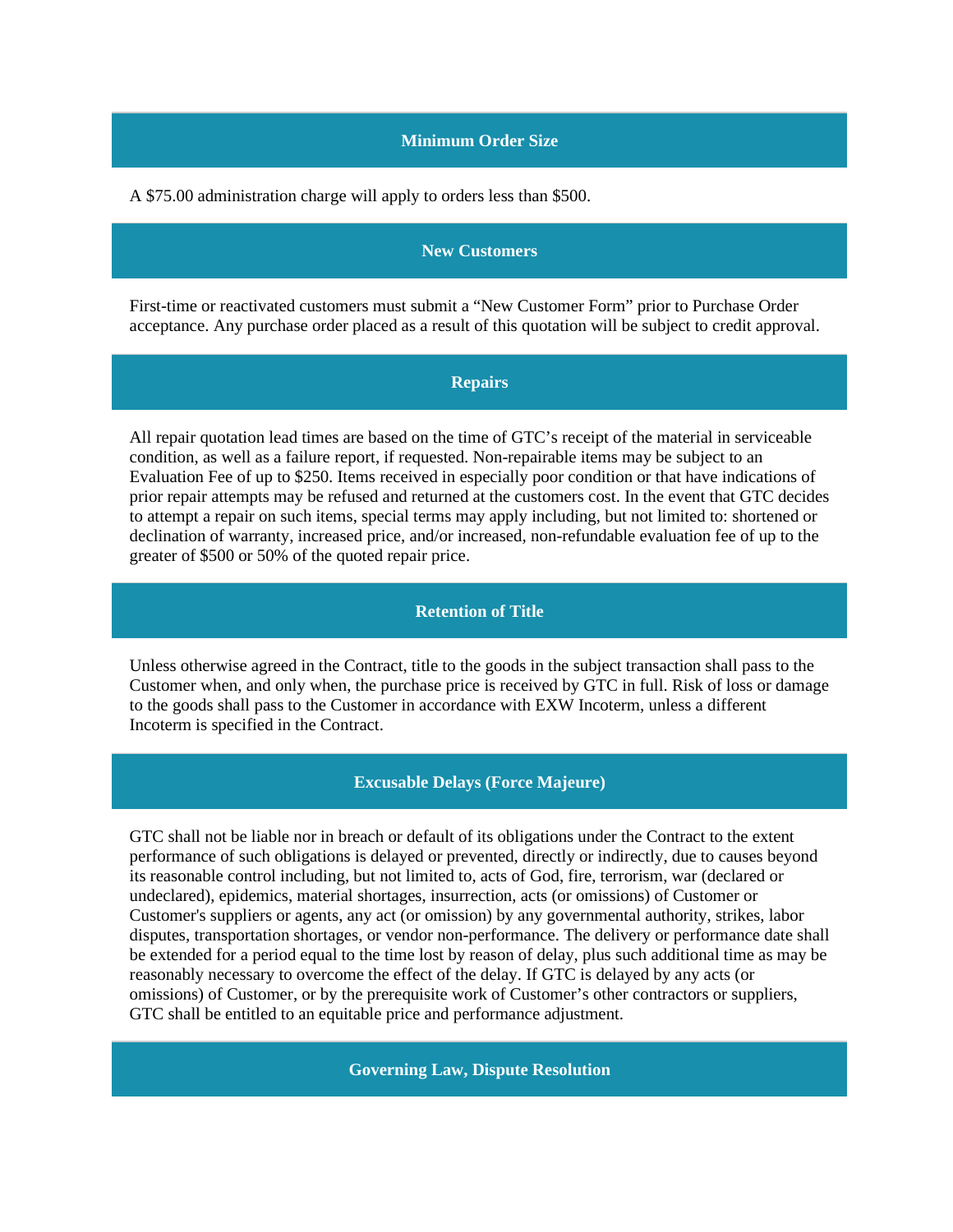## Minimum Order Size

A $75.00 administration charge will apply to orders less than $500.

## New Customers

First-time or reactivated customers must submit a "New Customer Form" prior to Purchase Order acceptance. Any purchase order placed as a result of this quotation will be subject to credit approval.

## Repairs

All repair quotation lead times are based on the time of GTC's receipt of the material in serviceable condition, as well as a failure report, if requested. Non-repairable items may be subject to an Evaluation Fee of up to $250. Items received in especially poor condition or that have indications of prior repair attempts may be refused and returned at the customers cost. In the event that GTC decides to attempt a repair on such items, special terms may apply including, but not limited to: shortened or declination of warranty, increased price, and/or increased, non-refundable evaluation fee of up to the greater of $500 or 50% of the quoted repair price.

## Retention of Title

Unless otherwise agreed in the Contract, title to the goods in the subject transaction shall pass to the Customer when, and only when, the purchase price is received by GTC in full. Risk of loss or damage to the goods shall pass to the Customer in accordance with EXW Incoterm, unless a different Incoterm is specified in the Contract.

## Excusable Delays (Force Majeure)

GTC shall not be liable nor in breach or default of its obligations under the Contract to the extent performance of such obligations is delayed or prevented, directly or indirectly, due to causes beyond its reasonable control including, but not limited to, acts of God, fire, terrorism, war (declared or undeclared), epidemics, material shortages, insurrection, acts (or omissions) of Customer or Customer's suppliers or agents, any act (or omission) by any governmental authority, strikes, labor disputes, transportation shortages, or vendor non-performance. The delivery or performance date shall be extended for a period equal to the time lost by reason of delay, plus such additional time as may be reasonably necessary to overcome the effect of the delay. If GTC is delayed by any acts (or omissions) of Customer, or by the prerequisite work of Customer's other contractors or suppliers, GTC shall be entitled to an equitable price and performance adjustment.

## Governing Law, Dispute Resolution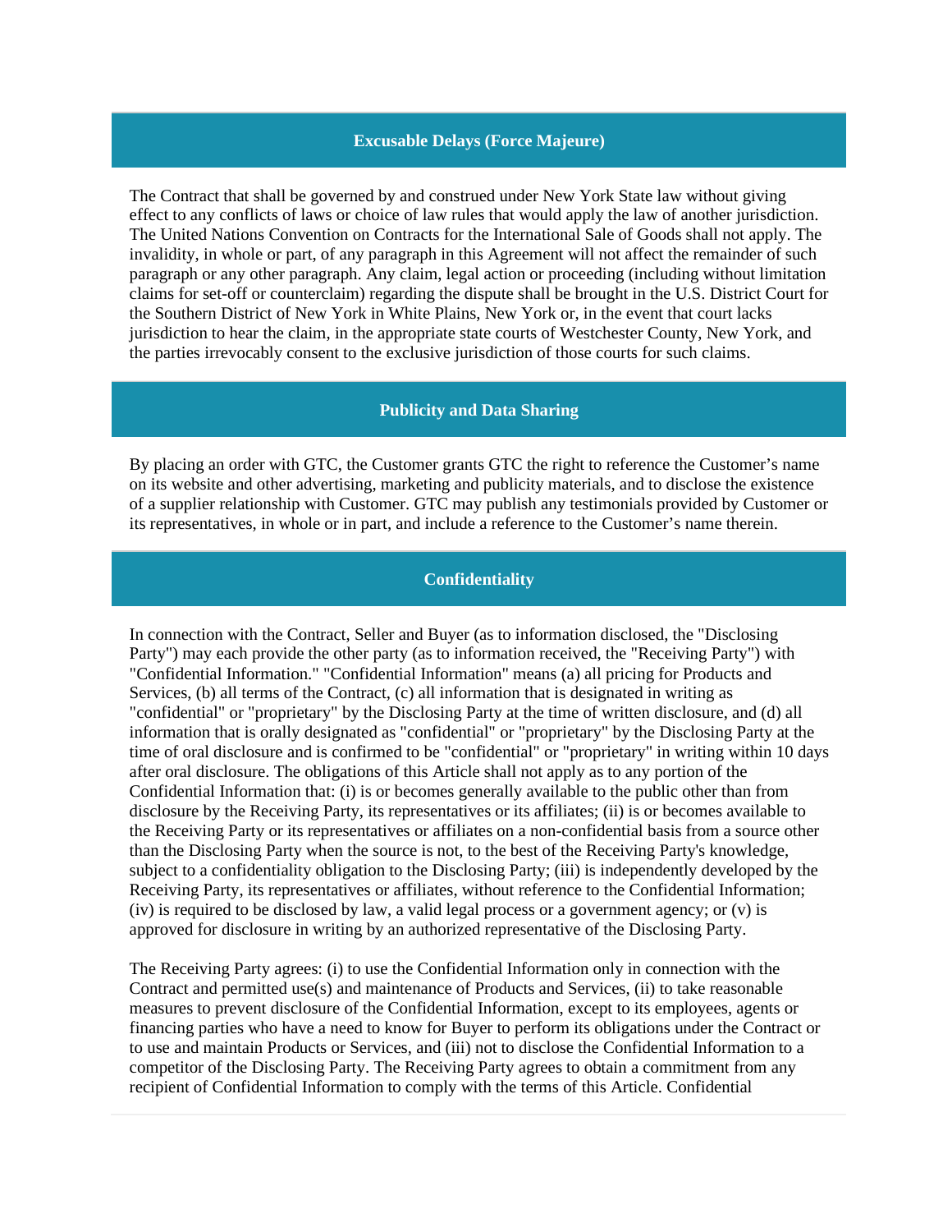## Excusable Delays (Force Majeure)

The Contract that shall be governed by and construed under New York State law without giving effect to any conflicts of laws or choice of law rules that would apply the law of another jurisdiction. The United Nations Convention on Contracts for the International Sale of Goods shall not apply. The invalidity, in whole or part, of any paragraph in this Agreement will not affect the remainder of such paragraph or any other paragraph. Any claim, legal action or proceeding (including without limitation claims for set-off or counterclaim) regarding the dispute shall be brought in the U.S. District Court for the Southern District of New York in White Plains, New York or, in the event that court lacks jurisdiction to hear the claim, in the appropriate state courts of Westchester County, New York, and the parties irrevocably consent to the exclusive jurisdiction of those courts for such claims.

## Publicity and Data Sharing

By placing an order with GTC, the Customer grants GTC the right to reference the Customer's name on its website and other advertising, marketing and publicity materials, and to disclose the existence of a supplier relationship with Customer. GTC may publish any testimonials provided by Customer or its representatives, in whole or in part, and include a reference to the Customer's name therein.

## Confidentiality

In connection with the Contract, Seller and Buyer (as to information disclosed, the "Disclosing Party") may each provide the other party (as to information received, the "Receiving Party") with "Confidential Information." "Confidential Information" means (a) all pricing for Products and Services, (b) all terms of the Contract, (c) all information that is designated in writing as "confidential" or "proprietary" by the Disclosing Party at the time of written disclosure, and (d) all information that is orally designated as "confidential" or "proprietary" by the Disclosing Party at the time of oral disclosure and is confirmed to be "confidential" or "proprietary" in writing within 10 days after oral disclosure. The obligations of this Article shall not apply as to any portion of the Confidential Information that: (i) is or becomes generally available to the public other than from disclosure by the Receiving Party, its representatives or its affiliates; (ii) is or becomes available to the Receiving Party or its representatives or affiliates on a non-confidential basis from a source other than the Disclosing Party when the source is not, to the best of the Receiving Party's knowledge, subject to a confidentiality obligation to the Disclosing Party; (iii) is independently developed by the Receiving Party, its representatives or affiliates, without reference to the Confidential Information; (iv) is required to be disclosed by law, a valid legal process or a government agency; or (v) is approved for disclosure in writing by an authorized representative of the Disclosing Party.

The Receiving Party agrees: (i) to use the Confidential Information only in connection with the Contract and permitted use(s) and maintenance of Products and Services, (ii) to take reasonable measures to prevent disclosure of the Confidential Information, except to its employees, agents or financing parties who have a need to know for Buyer to perform its obligations under the Contract or to use and maintain Products or Services, and (iii) not to disclose the Confidential Information to a competitor of the Disclosing Party. The Receiving Party agrees to obtain a commitment from any recipient of Confidential Information to comply with the terms of this Article. Confidential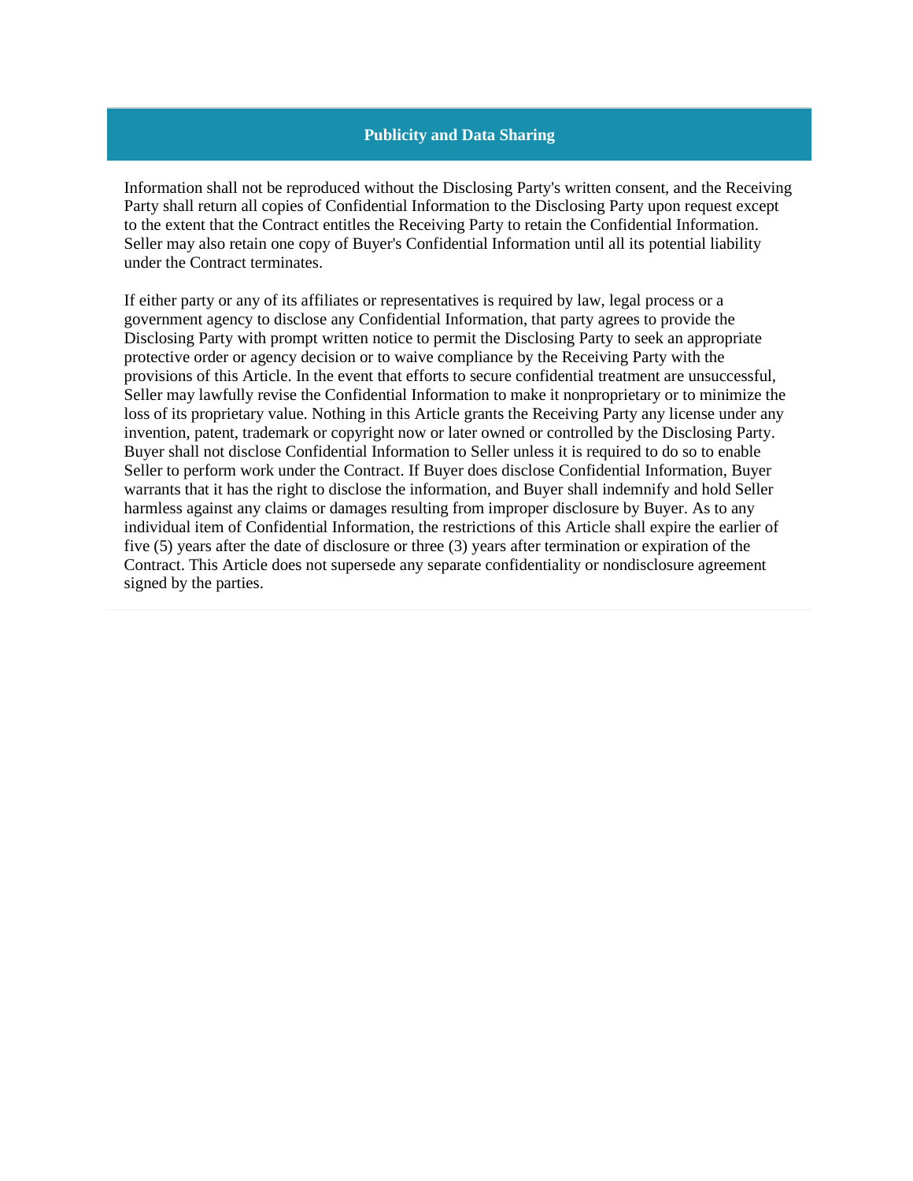## Publicity and Data Sharing

Information shall not be reproduced without the Disclosing Party's written consent, and the Receiving Party shall return all copies of Confidential Information to the Disclosing Party upon request except to the extent that the Contract entitles the Receiving Party to retain the Confidential Information. Seller may also retain one copy of Buyer's Confidential Information until all its potential liability under the Contract terminates.

If either party or any of its affiliates or representatives is required by law, legal process or a government agency to disclose any Confidential Information, that party agrees to provide the Disclosing Party with prompt written notice to permit the Disclosing Party to seek an appropriate protective order or agency decision or to waive compliance by the Receiving Party with the provisions of this Article. In the event that efforts to secure confidential treatment are unsuccessful, Seller may lawfully revise the Confidential Information to make it nonproprietary or to minimize the loss of its proprietary value. Nothing in this Article grants the Receiving Party any license under any invention, patent, trademark or copyright now or later owned or controlled by the Disclosing Party. Buyer shall not disclose Confidential Information to Seller unless it is required to do so to enable Seller to perform work under the Contract. If Buyer does disclose Confidential Information, Buyer warrants that it has the right to disclose the information, and Buyer shall indemnify and hold Seller harmless against any claims or damages resulting from improper disclosure by Buyer. As to any individual item of Confidential Information, the restrictions of this Article shall expire the earlier of five (5) years after the date of disclosure or three (3) years after termination or expiration of the Contract. This Article does not supersede any separate confidentiality or nondisclosure agreement signed by the parties.